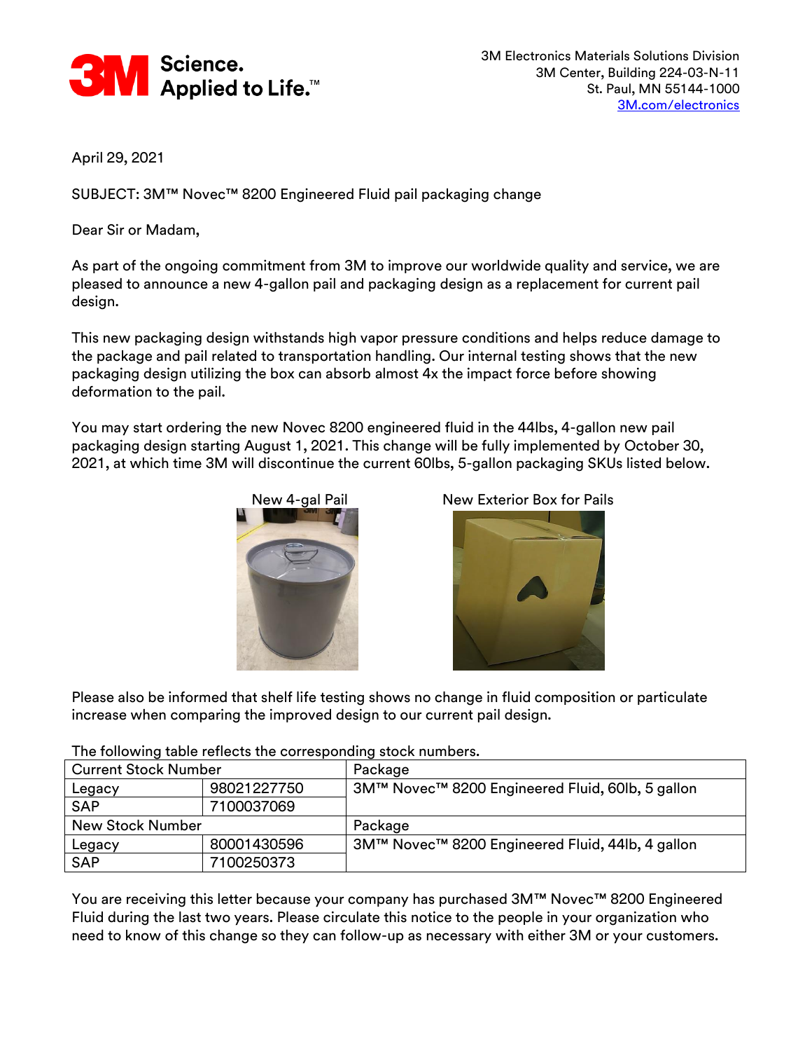3M Electronics Materials Solutions Division
3M Center, Building 224-03-N-11
St. Paul, MN 55144-1000
3M.com/electronics

April 29, 2021

SUBJECT: 3M™ Novec™ 8200 Engineered Fluid pail packaging change

Dear Sir or Madam,

As part of the ongoing commitment from 3M to improve our worldwide quality and service, we are pleased to announce a new 4-gallon pail and packaging design as a replacement for current pail design.

This new packaging design withstands high vapor pressure conditions and helps reduce damage to the package and pail related to transportation handling. Our internal testing shows that the new packaging design utilizing the box can absorb almost 4x the impact force before showing deformation to the pail.

You may start ordering the new Novec 8200 engineered fluid in the 44lbs, 4-gallon new pail packaging design starting August 1, 2021. This change will be fully implemented by October 30, 2021, at which time 3M will discontinue the current 60lbs, 5-gallon packaging SKUs listed below.

New 4-gal Pail

New Exterior Box for Pails

Please also be informed that shelf life testing shows no change in fluid composition or particulate increase when comparing the improved design to our current pail design.

The following table reflects the corresponding stock numbers.

| Current Stock Number | | Package |
|---|---|---|
| Legacy | 98021227750 | 3M™ Novec™ 8200 Engineered Fluid, 60lb, 5 gallon |
| SAP | 7100037069 | |
| **New Stock Number** | | **Package** |
| Legacy | 80001430596 | 3M™ Novec™ 8200 Engineered Fluid, 44lb, 4 gallon |
| SAP | 7100250373 | |

You are receiving this letter because your company has purchased 3M™ Novec™ 8200 Engineered Fluid during the last two years. Please circulate this notice to the people in your organization who need to know of this change so they can follow-up as necessary with either 3M or your customers.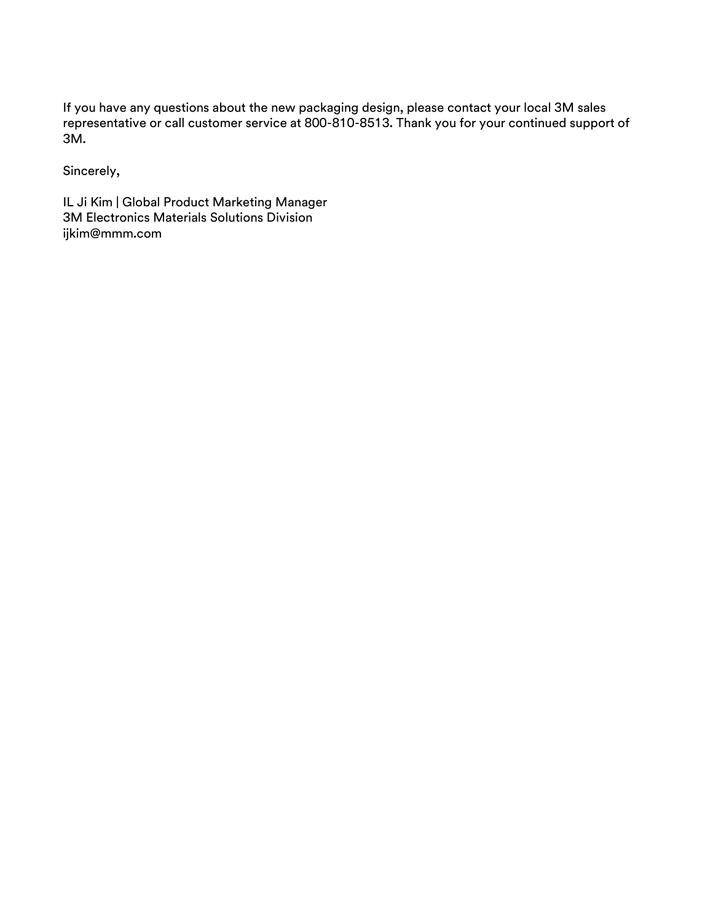If you have any questions about the new packaging design, please contact your local 3M sales representative or call customer service at 800-810-8513. Thank you for your continued support of 3M.

Sincerely,

IL Ji Kim | Global Product Marketing Manager
3M Electronics Materials Solutions Division
ijkim@mmm.com